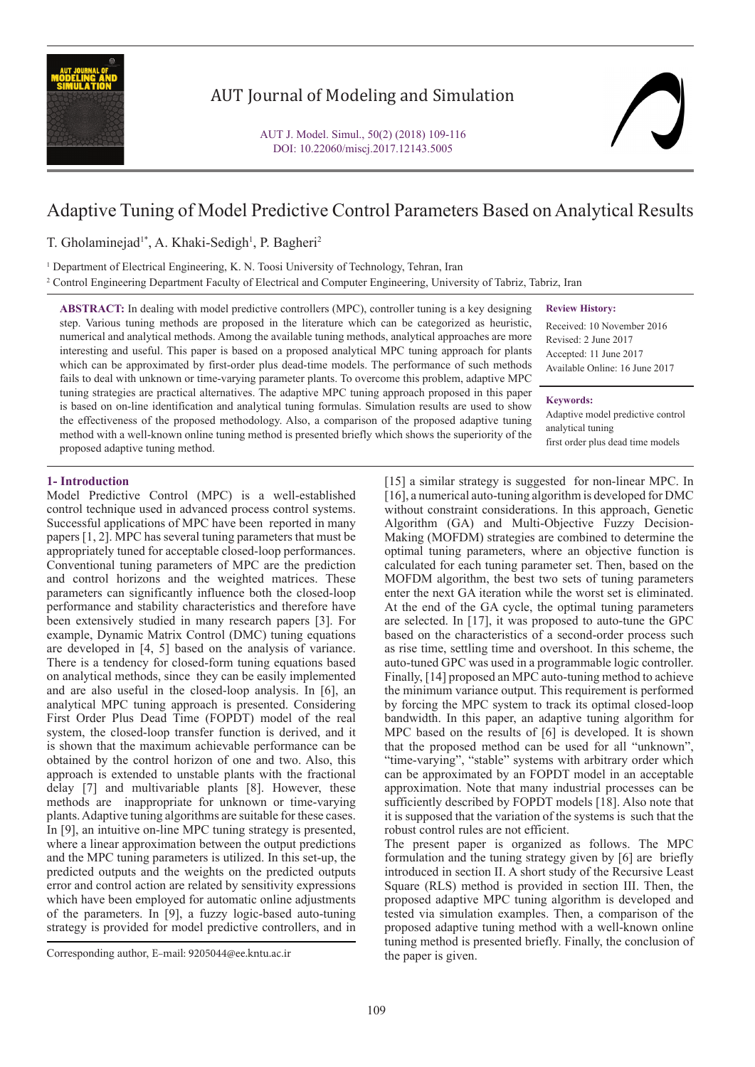# Adaptive Tuning of Model Predictive Control Parameters Based on Analytical Results

T. Gholaminejad[1*], A. Khaki-Sedigh[1], P. Bagheri[2]

[1] Department of Electrical Engineering, K. N. Toosi University of Technology, Tehran, Iran

[2] Control Engineering Department Faculty of Electrical and Computer Engineering, University of Tabriz, Tabriz, Iran

**ABSTRACT:** In dealing with model predictive controllers (MPC), controller tuning is a key designing step. Various tuning methods are proposed in the literature which can be categorized as heuristic, numerical and analytical methods. Among the available tuning methods, analytical approaches are more interesting and useful. This paper is based on a proposed analytical MPC tuning approach for plants which can be approximated by first-order plus dead-time models. The performance of such methods fails to deal with unknown or time-varying parameter plants. To overcome this problem, adaptive MPC tuning strategies are practical alternatives. The adaptive MPC tuning approach proposed in this paper is based on on-line identification and analytical tuning formulas. Simulation results are used to show the effectiveness of the proposed methodology. Also, a comparison of the proposed adaptive tuning method with a well-known online tuning method is presented briefly which shows the superiority of the proposed adaptive tuning method.

**Review History:**

Received: 10 November 2016
Revised: 2 June 2017
Accepted: 11 June 2017
Available Online: 16 June 2017

**Keywords:**

Adaptive model predictive control
analytical tuning
first order plus dead time models

## 1- Introduction

Model Predictive Control (MPC) is a well-established control technique used in advanced process control systems. Successful applications of MPC have been reported in many papers [1, 2]. MPC has several tuning parameters that must be appropriately tuned for acceptable closed-loop performances. Conventional tuning parameters of MPC are the prediction and control horizons and the weighted matrices. These parameters can significantly influence both the closed-loop performance and stability characteristics and therefore have been extensively studied in many research papers [3]. For example, Dynamic Matrix Control (DMC) tuning equations are developed in [4, 5] based on the analysis of variance. There is a tendency for closed-form tuning equations based on analytical methods, since they can be easily implemented and are also useful in the closed-loop analysis. In [6], an analytical MPC tuning approach is presented. Considering First Order Plus Dead Time (FOPDT) model of the real system, the closed-loop transfer function is derived, and it is shown that the maximum achievable performance can be obtained by the control horizon of one and two. Also, this approach is extended to unstable plants with the fractional delay [7] and multivariable plants [8]. However, these methods are inappropriate for unknown or time-varying plants. Adaptive tuning algorithms are suitable for these cases. In [9], an intuitive on-line MPC tuning strategy is presented, where a linear approximation between the output predictions and the MPC tuning parameters is utilized. In this set-up, the predicted outputs and the weights on the predicted outputs error and control action are related by sensitivity expressions which have been employed for automatic online adjustments of the parameters. In [9], a fuzzy logic-based auto-tuning strategy is provided for model predictive controllers, and in [15] a similar strategy is suggested for non-linear MPC. In [16], a numerical auto-tuning algorithm is developed for DMC without constraint considerations. In this approach, Genetic Algorithm (GA) and Multi-Objective Fuzzy Decision-Making (MOFDM) strategies are combined to determine the optimal tuning parameters, where an objective function is calculated for each tuning parameter set. Then, based on the MOFDM algorithm, the best two sets of tuning parameters enter the next GA iteration while the worst set is eliminated. At the end of the GA cycle, the optimal tuning parameters are selected. In [17], it was proposed to auto-tune the GPC based on the characteristics of a second-order process such as rise time, settling time and overshoot. In this scheme, the auto-tuned GPC was used in a programmable logic controller. Finally, [14] proposed an MPC auto-tuning method to achieve the minimum variance output. This requirement is performed by forcing the MPC system to track its optimal closed-loop bandwidth. In this paper, an adaptive tuning algorithm for MPC based on the results of [6] is developed. It is shown that the proposed method can be used for all "unknown", "time-varying", "stable" systems with arbitrary order which can be approximated by an FOPDT model in an acceptable approximation. Note that many industrial processes can be sufficiently described by FOPDT models [18]. Also note that it is supposed that the variation of the systems is such that the robust control rules are not efficient.

The present paper is organized as follows. The MPC formulation and the tuning strategy given by [6] are briefly introduced in section II. A short study of the Recursive Least Square (RLS) method is provided in section III. Then, the proposed adaptive MPC tuning algorithm is developed and tested via simulation examples. Then, a comparison of the proposed adaptive tuning method with a well-known online tuning method is presented briefly. Finally, the conclusion of the paper is given.

Corresponding author, E-mail: 9205044@ee.kntu.ac.ir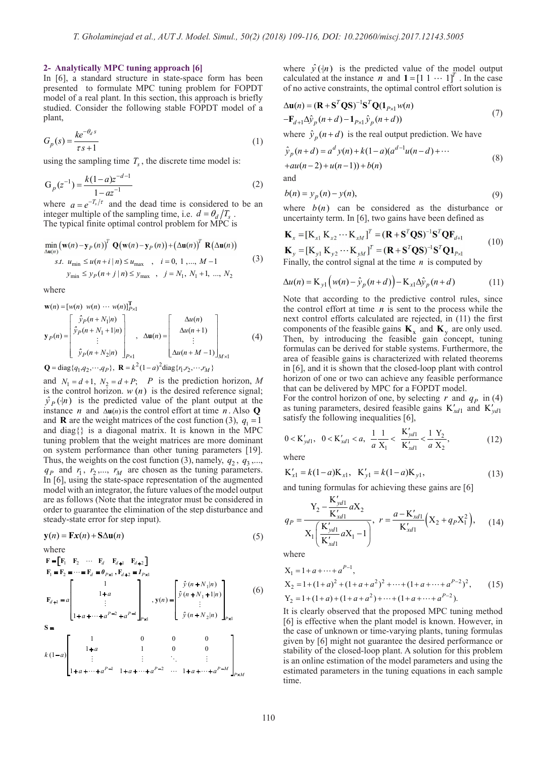## 2- Analytically MPC tuning approach [6]

In [6], a standard structure in state-space form has been presented to formulate MPC tuning problem for FOPDT model of a real plant. In this section, this approach is briefly studied. Consider the following stable FOPDT model of a plant,

$$G_p(s) = \frac{ke^{-\theta_d s}}{\tau s + 1} \tag{1}$$

using the sampling time $T_s$, the discrete time model is:

$$G_p(z^{-1}) = \frac{k(1-a)z^{-d-1}}{1-az^{-1}} \tag{2}$$

where $a = e^{-T_s/\tau}$ and the dead time is considered to be an integer multiple of the sampling time, i.e. $d = \theta_d / T_s$.

The typical finite optimal control problem for MPC is

$$\begin{aligned}
&\min_{\Delta \mathbf{u}(n)} \left(\mathbf{w}(n) - \mathbf{y}_P(n)\right)^T \mathbf{Q}\left(\mathbf{w}(n) - \mathbf{y}_P(n)\right) + \left(\Delta \mathbf{u}(n)\right)^T \mathbf{R}\left(\Delta \mathbf{u}(n)\right) \\
&s.t.\ u_{\min} \le u(n+i\,|\,n) \le u_{\max} \quad , \quad i = 0,\, 1,\, ...,\, M-1 \\
&\quad\ \ y_{\min} \le y_P(n+j\,|\,n) \le y_{\max} \quad , \quad j = N_1,\, N_1+1,\, ...,\, N_2
\end{aligned} \tag{3}$$

where

$$\begin{aligned}
&\mathbf{w}(n) = [w(n)\ w(n)\ \cdots\ w(n)]_{P\times 1}^{\mathbf{T}} \\
&\mathbf{y}_P(n) = \begin{bmatrix} \hat{y}_P(n+N_1|n) \\ \hat{y}_P(n+N_1+1|n) \\ \vdots \\ \hat{y}_P(n+N_2|n) \end{bmatrix}_{P\times 1} , \quad \Delta \mathbf{u}(n) = \begin{bmatrix} \Delta u(n) \\ \Delta u(n+1) \\ \vdots \\ \Delta u(n+M-1) \end{bmatrix}_{M\times 1} \\
&\mathbf{Q} = \text{diag}\{q_1, q_2, \cdots, q_P\},\ \mathbf{R} = k^2(1-a)^2 \text{diag}\{r_1, r_2, \cdots, r_M\}
\end{aligned} \tag{4}$$

and $N_1 = d+1,\ N_2 = d+P;$ $P$ is the prediction horizon, $M$ is the control horizon. $w(n)$ is the desired reference signal; $\hat{y}_P(\cdot|n)$ is the predicted value of the plant output at the instance $n$ and $\Delta \mathbf{u}(n)$ is the control effort at time $n$. Also $\mathbf{Q}$ and $\mathbf{R}$ are the weight matrices of the cost function (3), $q_1 = 1$ and diag{} is a diagonal matrix. It is known in the MPC tuning problem that the weight matrices are more dominant on system performance than other tuning parameters [19]. Thus, the weights on the cost function (3), namely, $q_2$, $q_3$,..., $q_P$ and $r_1$, $r_2$,..., $r_M$ are chosen as the tuning parameters. In [6], using the state-space representation of the augmented model with an integrator, the future values of the model output are as follows (Note that the integrator must be considered in order to guarantee the elimination of the step disturbance and steady-state error for step input).

$$\mathbf{y}(n) = \mathbf{F}x(n) + \mathbf{S}\Delta \mathbf{u}(n) \tag{5}$$

where

$$\begin{aligned}
&\mathbf{F} = \begin{bmatrix} \mathbf{F}_1 & \mathbf{F}_2 & \cdots & \mathbf{F}_d & \mathbf{F}_{d+1} & \mathbf{F}_{d+2} \end{bmatrix} \\
&\mathbf{F}_1 = \mathbf{F}_2 = \cdots = \mathbf{F}_d = \boldsymbol{0}_{P\times 1}, \mathbf{F}_{d+2} = \boldsymbol{I}_{P\times 1} \\
&\mathbf{F}_{d+1} = a\begin{bmatrix} 1 \\ 1+a \\ \vdots \\ 1+a+\cdots+a^{P-2}+a^{P-1} \end{bmatrix}_{P\times 1}, \ \mathbf{y}(n) = \begin{bmatrix} \hat{y}(n+N_1|n) \\ \hat{y}(n+N_1+1|n) \\ \vdots \\ \hat{y}(n+N_2|n) \end{bmatrix}_{P\times 1} \\
&\mathbf{S} = \\
&k(1-a)\begin{bmatrix} 1 & 0 & 0 & 0 \\ 1+a & 1 & 0 & 0 \\ \vdots & \vdots & \ddots & \vdots \\ 1+a+\cdots+a^{P-1} & 1+a+\cdots+a^{P-2} & \cdots & 1+a+\cdots+a^{P-M} \end{bmatrix}_{P\times M}
\end{aligned} \tag{6}$$

where $\hat{y}(\cdot|n)$ is the predicted value of the model output calculated at the instance $n$ and $\mathbf{1} = [1\ 1\ \cdots\ 1]^T$. In the case of no active constraints, the optimal control effort solution is

$$\begin{aligned}
&\Delta \mathbf{u}(n) = (\mathbf{R} + \mathbf{S}^T\mathbf{Q}\mathbf{S})^{-1}\mathbf{S}^T\mathbf{Q}(\mathbf{1}_{P\times 1}w(n) \\
&-\mathbf{F}_{d+1}\Delta\hat{y}_p(n+d) - \mathbf{1}_{P\times 1}\hat{y}_p(n+d))
\end{aligned} \tag{7}$$

where $\hat{y}_p(n+d)$ is the real output prediction. We have

$$\begin{aligned}
&\hat{y}_p(n+d) = a^d y(n) + k(1-a)(a^{d-1}u(n-d) + \cdots \\
&+ au(n-2) + u(n-1)) + b(n)
\end{aligned} \tag{8}$$

and

$$b(n) = y_p(n) - y(n), \tag{9}$$

where $b(n)$ can be considered as the disturbance or uncertainty term. In [6], two gains have been defined as

$$\begin{aligned}
&\mathbf{K}_x = [\mathrm{K}_{x1}\ \mathrm{K}_{x2} \cdots \mathrm{K}_{xM}]^T = (\mathbf{R} + \mathbf{S}^T\mathbf{Q}\mathbf{S})^{-1}\mathbf{S}^T\mathbf{Q}\mathbf{F}_{d+1} \\
&\mathbf{K}_y = [\mathrm{K}_{y1}\ \mathrm{K}_{y2} \cdots \mathrm{K}_{yM}]^T = (\mathbf{R} + \mathbf{S}^T\mathbf{Q}\mathbf{S})^{-1}\mathbf{S}^T\mathbf{Q}\mathbf{1}_{P\times 1}
\end{aligned} \tag{10}$$

Finally, the control signal at the time $n$ is computed by

$$\Delta u(n) = \mathrm{K}_{y1}\left(w(n) - \hat{y}_p(n+d)\right) - \mathrm{K}_{x1}\Delta\hat{y}_p(n+d) \tag{11}$$

Note that according to the predictive control rules, since the control effort at time $n$ is sent to the process while the next control efforts calculated are rejected, in (11) the first components of the feasible gains $\mathbf{K}_x$ and $\mathbf{K}_y$ are only used. Then, by introducing the feasible gain concept, tuning formulas can be derived for stable systems. Furthermore, the area of feasible gains is characterized with related theorems in [6], and it is shown that the closed-loop plant with control horizon of one or two can achieve any feasible performance that can be delivered by MPC for a FOPDT model.

For the control horizon of one, by selecting $r$ and $q_P$ in (4) as tuning parameters, desired feasible gains $\mathrm{K}'_{xd1}$ and $\mathrm{K}'_{yd1}$ satisfy the following inequalities [6],

$$0 < \mathrm{K}'_{yd1},\ \ 0 < \mathrm{K}'_{xd1} < a,\ \ \frac{1}{a}\frac{1}{\mathrm{X}_1} < \frac{\mathrm{K}'_{yd1}}{\mathrm{K}'_{xd1}} < \frac{1}{a}\frac{\mathrm{Y}_2}{\mathrm{X}_2}, \tag{12}$$

where

$$\mathrm{K}'_{x1} = k(1-a)\mathrm{K}_{x1},\ \ \mathrm{K}'_{y1} = k(1-a)\mathrm{K}_{y1}, \tag{13}$$

and tuning formulas for achieving these gains are [6]

$$q_P = \frac{\mathrm{Y}_2 - \dfrac{\mathrm{K}'_{yd1}}{\mathrm{K}'_{xd1}}a\mathrm{X}_2}{\mathrm{X}_1\left(\dfrac{\mathrm{K}'_{yd1}}{\mathrm{K}'_{xd1}}a\mathrm{X}_1 - 1\right)},\ \ r = \frac{a - \mathrm{K}'_{xd1}}{\mathrm{K}'_{xd1}}\left(\mathrm{X}_2 + q_P\mathrm{X}_1^2\right), \tag{14}$$

where

$$\begin{aligned}
&\mathrm{X}_1 = 1 + a + \cdots + a^{P-1}, \\
&\mathrm{X}_2 = 1 + (1+a)^2 + (1+a+a^2)^2 + \cdots + (1+a+\cdots+a^{P-2})^2, \\
&\mathrm{Y}_2 = 1 + (1+a) + (1+a+a^2) + \cdots + (1+a+\cdots+a^{P-2}).
\end{aligned} \tag{15}$$

It is clearly observed that the proposed MPC tuning method [6] is effective when the plant model is known. However, in the case of unknown or time-varying plants, tuning formulas given by [6] might not guarantee the desired performance or stability of the closed-loop plant. A solution for this problem is an online estimation of the model parameters and using the estimated parameters in the tuning equations in each sample time.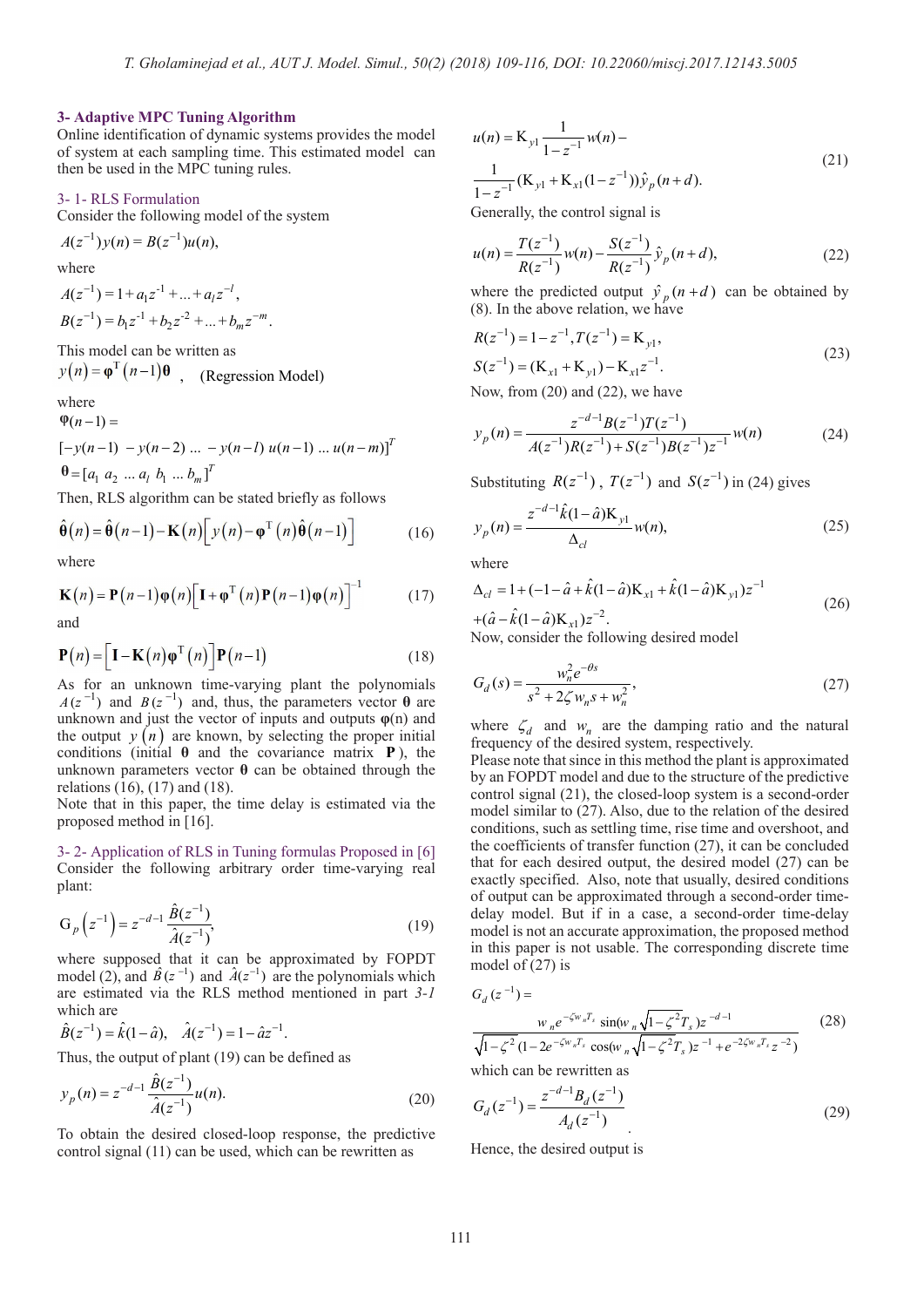## 3- Adaptive MPC Tuning Algorithm

Online identification of dynamic systems provides the model of system at each sampling time. This estimated model can then be used in the MPC tuning rules.

### 3- 1- RLS Formulation

Consider the following model of the system

$$A(z^{-1})y(n) = B(z^{-1})u(n),$$

where

$$A(z^{-1}) = 1 + a_1 z^{-1} + ... + a_l z^{-l},$$

$$B(z^{-1}) = b_1 z^{-1} + b_2 z^{-2} + ... + b_m z^{-m}.$$

This model can be written as

$y(n) = \boldsymbol{\varphi}^{T}(n-1)\boldsymbol{\theta}$ , (Regression Model)

where

$$\boldsymbol{\varphi}(n-1) =$$

$$[-y(n-1)\ -y(n-2)\ ...\ -y(n-l)\ u(n-1)\ ...\ u(n-m)]^{T}$$

$$\boldsymbol{\theta} = [a_1\ a_2\ ...\ a_l\ b_1\ ...\ b_m]^{T}$$

Then, RLS algorithm can be stated briefly as follows

$$\hat{\boldsymbol{\theta}}(n) = \hat{\boldsymbol{\theta}}(n-1) - \mathbf{K}(n)\left[y(n) - \boldsymbol{\varphi}^{T}(n)\hat{\boldsymbol{\theta}}(n-1)\right] \tag{16}$$

where

$$\mathbf{K}(n) = \mathbf{P}(n-1)\boldsymbol{\varphi}(n)\left[\mathbf{I} + \boldsymbol{\varphi}^{T}(n)\mathbf{P}(n-1)\boldsymbol{\varphi}(n)\right]^{-1} \tag{17}$$

and

$$\mathbf{P}(n) = \left[\mathbf{I} - \mathbf{K}(n)\boldsymbol{\varphi}^{T}(n)\right]\mathbf{P}(n-1) \tag{18}$$

As for an unknown time-varying plant the polynomials $A(z^{-1})$ and $B(z^{-1})$ and, thus, the parameters vector $\boldsymbol{\theta}$ are unknown and just the vector of inputs and outputs $\boldsymbol{\varphi}(n)$ and the output $y(n)$ are known, by selecting the proper initial conditions (initial $\boldsymbol{\theta}$ and the covariance matrix $\mathbf{P}$), the unknown parameters vector $\boldsymbol{\theta}$ can be obtained through the relations (16), (17) and (18).

Note that in this paper, the time delay is estimated via the proposed method in [16].

### 3- 2- Application of RLS in Tuning formulas Proposed in [6]

Consider the following arbitrary order time-varying real plant:

$$G_p(z^{-1}) = z^{-d-1}\frac{\hat{B}(z^{-1})}{\hat{A}(z^{-1})}, \tag{19}$$

where supposed that it can be approximated by FOPDT model (2), and $\hat{B}(z^{-1})$ and $\hat{A}(z^{-1})$ are the polynomials which are estimated via the RLS method mentioned in part *3-1* which are

$$\hat{B}(z^{-1}) = \hat{k}(1-\hat{a}), \quad \hat{A}(z^{-1}) = 1 - \hat{a}z^{-1}.$$

Thus, the output of plant (19) can be defined as

$$y_p(n) = z^{-d-1}\frac{\hat{B}(z^{-1})}{\hat{A}(z^{-1})}u(n). \tag{20}$$

To obtain the desired closed-loop response, the predictive control signal (11) can be used, which can be rewritten as

$$u(n) = K_{y1}\frac{1}{1-z^{-1}}w(n) - \frac{1}{1-z^{-1}}(K_{y1} + K_{x1}(1-z^{-1}))\hat{y}_p(n+d). \tag{21}$$

Generally, the control signal is

$$u(n) = \frac{T(z^{-1})}{R(z^{-1})}w(n) - \frac{S(z^{-1})}{R(z^{-1})}\hat{y}_p(n+d), \tag{22}$$

where the predicted output $\hat{y}_p(n+d)$ can be obtained by (8). In the above relation, we have

$$R(z^{-1}) = 1 - z^{-1}, T(z^{-1}) = K_{y1},$$
$$S(z^{-1}) = (K_{x1} + K_{y1}) - K_{x1}z^{-1}. \tag{23}$$

Now, from (20) and (22), we have

$$y_p(n) = \frac{z^{-d-1}B(z^{-1})T(z^{-1})}{A(z^{-1})R(z^{-1}) + S(z^{-1})B(z^{-1})z^{-1}}w(n) \tag{24}$$

Substituting $R(z^{-1})$, $T(z^{-1})$ and $S(z^{-1})$ in (24) gives

$$y_p(n) = \frac{z^{-d-1}\hat{k}(1-\hat{a})K_{y1}}{\Delta_{cl}}w(n), \tag{25}$$

where

$$\Delta_{cl} = 1 + (-1 - \hat{a} + \hat{k}(1-\hat{a})K_{x1} + \hat{k}(1-\hat{a})K_{y1})z^{-1} + (\hat{a} - \hat{k}(1-\hat{a})K_{x1})z^{-2}. \tag{26}$$

Now, consider the following desired model

$$G_d(s) = \frac{w_n^2 e^{-\theta s}}{s^2 + 2\zeta w_n s + w_n^2}, \tag{27}$$

where $\zeta_d$ and $w_n$ are the damping ratio and the natural frequency of the desired system, respectively.

Please note that since in this method the plant is approximated by an FOPDT model and due to the structure of the predictive control signal (21), the closed-loop system is a second-order model similar to (27). Also, due to the relation of the desired conditions, such as settling time, rise time and overshoot, and the coefficients of transfer function (27), it can be concluded that for each desired output, the desired model (27) can be exactly specified. Also, note that usually, desired conditions of output can be approximated through a second-order time-delay model. But if in a case, a second-order time-delay model is not an accurate approximation, the proposed method in this paper is not usable. The corresponding discrete time model of (27) is

$$G_d(z^{-1}) = \frac{w_n e^{-\zeta w_n T_s}\sin(w_n\sqrt{1-\zeta^2}T_s)z^{-d-1}}{\sqrt{1-\zeta^2}(1 - 2e^{-\zeta w_n T_s}\cos(w_n\sqrt{1-\zeta^2}T_s)z^{-1} + e^{-2\zeta w_n T_s}z^{-2})} \tag{28}$$

which can be rewritten as

$$G_d(z^{-1}) = \frac{z^{-d-1}B_d(z^{-1})}{A_d(z^{-1})}. \tag{29}$$

Hence, the desired output is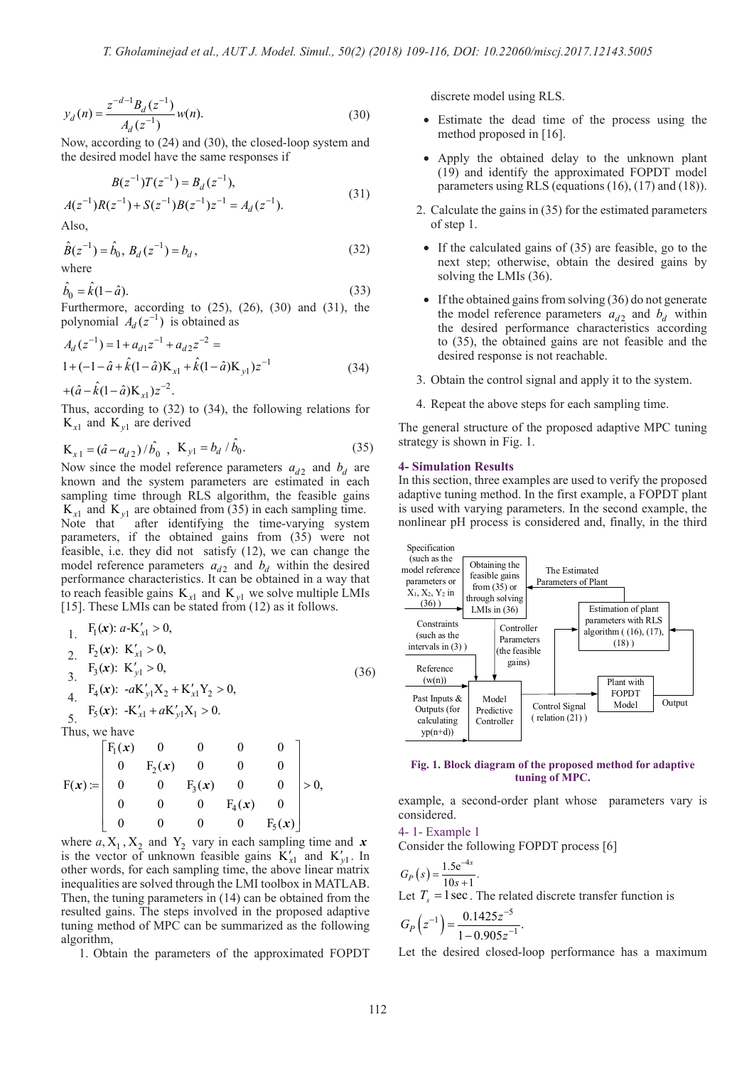$$y_d(n) = \frac{z^{-d-1}B_d(z^{-1})}{A_d(z^{-1})}w(n). \tag{30}$$

Now, according to (24) and (30), the closed-loop system and the desired model have the same responses if

$$\begin{aligned} B(z^{-1})T(z^{-1}) &= B_d(z^{-1}), \\ A(z^{-1})R(z^{-1}) + S(z^{-1})B(z^{-1})z^{-1} &= A_d(z^{-1}). \end{aligned} \tag{31}$$

Also,

$$\hat{B}(z^{-1}) = \hat{b}_0,\ B_d(z^{-1}) = b_d, \tag{32}$$

where

$$\hat{b}_0 = \hat{k}(1-\hat{a}). \tag{33}$$

Furthermore, according to (25), (26), (30) and (31), the polynomial $A_d(z^{-1})$ is obtained as

$$\begin{aligned} &A_d(z^{-1}) = 1 + a_{d1}z^{-1} + a_{d2}z^{-2} = \\ &1 + (-1-\hat{a} + \hat{k}(1-\hat{a})\mathrm{K}_{x1} + \hat{k}(1-\hat{a})\mathrm{K}_{y1})z^{-1} \\ &+(\hat{a} - \hat{k}(1-\hat{a})\mathrm{K}_{x1})z^{-2}. \end{aligned} \tag{34}$$

Thus, according to (32) to (34), the following relations for $\mathrm{K}_{x1}$ and $\mathrm{K}_{y1}$ are derived

$$\mathrm{K}_{x1} = (\hat{a} - a_{d2})/\hat{b}_0\ ,\ \ \mathrm{K}_{y1} = b_d/\hat{b}_0. \tag{35}$$

Now since the model reference parameters $a_{d2}$ and $b_d$ are known and the system parameters are estimated in each sampling time through RLS algorithm, the feasible gains $\mathrm{K}_{x1}$ and $\mathrm{K}_{y1}$ are obtained from (35) in each sampling time. Note that after identifying the time-varying system parameters, if the obtained gains from (35) were not feasible, i.e. they did not satisfy (12), we can change the model reference parameters $a_{d2}$ and $b_d$ within the desired performance characteristics. It can be obtained in a way that to reach feasible gains $\mathrm{K}_{x1}$ and $\mathrm{K}_{y1}$ we solve multiple LMIs [15]. These LMIs can be stated from (12) as it follows.

$$\begin{aligned}
&1.\ \ \mathrm{F}_1(\boldsymbol{x}):\ a\text{-}\mathrm{K}'_{x1} > 0, \\
&2.\ \ \mathrm{F}_2(\boldsymbol{x}):\ \mathrm{K}'_{x1} > 0, \\
&3.\ \ \mathrm{F}_3(\boldsymbol{x}):\ \mathrm{K}'_{y1} > 0, \\
&4.\ \ \mathrm{F}_4(\boldsymbol{x}):\ \text{-}a\mathrm{K}'_{y1}\mathrm{X}_2 + \mathrm{K}'_{x1}\mathrm{Y}_2 > 0, \\
&5.\ \ \mathrm{F}_5(\boldsymbol{x}):\ \text{-}\mathrm{K}'_{x1} + a\mathrm{K}'_{y1}\mathrm{X}_1 > 0.
\end{aligned} \tag{36}$$

Thus, we have

$$\mathrm{F}(\boldsymbol{x}) := \begin{bmatrix} \mathrm{F}_1(\boldsymbol{x}) & 0 & 0 & 0 & 0 \\ 0 & \mathrm{F}_2(\boldsymbol{x}) & 0 & 0 & 0 \\ 0 & 0 & \mathrm{F}_3(\boldsymbol{x}) & 0 & 0 \\ 0 & 0 & 0 & \mathrm{F}_4(\boldsymbol{x}) & 0 \\ 0 & 0 & 0 & 0 & \mathrm{F}_5(\boldsymbol{x}) \end{bmatrix} > 0,$$

where $a, \mathrm{X}_1, \mathrm{X}_2$ and $\mathrm{Y}_2$ vary in each sampling time and $\boldsymbol{x}$ is the vector of unknown feasible gains $\mathrm{K}'_{x1}$ and $\mathrm{K}'_{y1}$. In other words, for each sampling time, the above linear matrix inequalities are solved through the LMI toolbox in MATLAB. Then, the tuning parameters in (14) can be obtained from the resulted gains. The steps involved in the proposed adaptive tuning method of MPC can be summarized as the following algorithm,

1. Obtain the parameters of the approximated FOPDT discrete model using RLS.
   - Estimate the dead time of the process using the method proposed in [16].
   - Apply the obtained delay to the unknown plant (19) and identify the approximated FOPDT model parameters using RLS (equations (16), (17) and (18)).
2. Calculate the gains in (35) for the estimated parameters of step 1.
   - If the calculated gains of (35) are feasible, go to the next step; otherwise, obtain the desired gains by solving the LMIs (36).
   - If the obtained gains from solving (36) do not generate the model reference parameters $a_{d2}$ and $b_d$ within the desired performance characteristics according to (35), the obtained gains are not feasible and the desired response is not reachable.
3. Obtain the control signal and apply it to the system.
4. Repeat the above steps for each sampling time.

The general structure of the proposed adaptive MPC tuning strategy is shown in Fig. 1.

## 4- Simulation Results

In this section, three examples are used to verify the proposed adaptive tuning method. In the first example, a FOPDT plant is used with varying parameters. In the second example, the nonlinear pH process is considered and, finally, in the third example, a second-order plant whose parameters vary is considered.

**Fig. 1. Block diagram of the proposed method for adaptive tuning of MPC.**

### 4- 1- Example 1

Consider the following FOPDT process [6]

$$G_P(s) = \frac{1.5e^{-4s}}{10s+1}.$$

Let $T_s = 1\,\text{sec}$. The related discrete transfer function is

$$G_P(z^{-1}) = \frac{0.1425z^{-5}}{1-0.905z^{-1}}.$$

Let the desired closed-loop performance has a maximum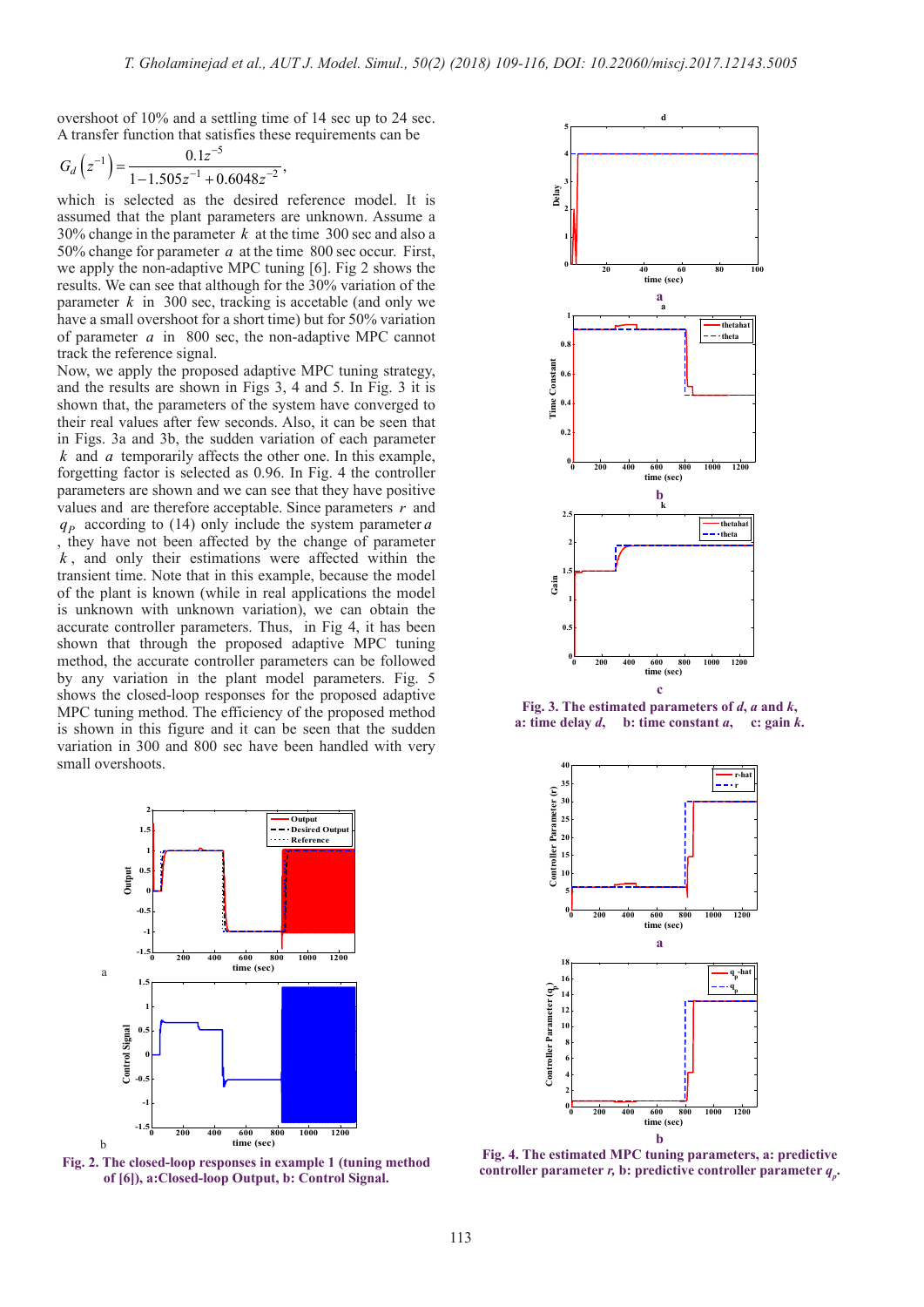overshoot of 10% and a settling time of 14 sec up to 24 sec. A transfer function that satisfies these requirements can be

$$G_d\left(z^{-1}\right)=\frac{0.1z^{-5}}{1-1.505z^{-1}+0.6048z^{-2}},$$

which is selected as the desired reference model. It is assumed that the plant parameters are unknown. Assume a 30% change in the parameter $k$ at the time 300 sec and also a 50% change for parameter $a$ at the time 800 sec occur. First, we apply the non-adaptive MPC tuning [6]. Fig 2 shows the results. We can see that although for the 30% variation of the parameter $k$ in 300 sec, tracking is accetable (and only we have a small overshoot for a short time) but for 50% variation of parameter $a$ in 800 sec, the non-adaptive MPC cannot track the reference signal.

Now, we apply the proposed adaptive MPC tuning strategy, and the results are shown in Figs 3, 4 and 5. In Fig. 3 it is shown that, the parameters of the system have converged to their real values after few seconds. Also, it can be seen that in Figs. 3a and 3b, the sudden variation of each parameter $k$ and $a$ temporarily affects the other one. In this example, forgetting factor is selected as 0.96. In Fig. 4 the controller parameters are shown and we can see that they have positive values and are therefore acceptable. Since parameters $r$ and $q_P$ according to (14) only include the system parameter $a$, they have not been affected by the change of parameter $k$, and only their estimations were affected within the transient time. Note that in this example, because the model of the plant is known (while in real applications the model is unknown with unknown variation), we can obtain the accurate controller parameters. Thus, in Fig 4, it has been shown that through the proposed adaptive MPC tuning method, the accurate controller parameters can be followed by any variation in the plant model parameters. Fig. 5 shows the closed-loop responses for the proposed adaptive MPC tuning method. The efficiency of the proposed method is shown in this figure and it can be seen that the sudden variation in 300 and 800 sec have been handled with very small overshoots.

**Fig. 2. The closed-loop responses in example 1 (tuning method of [6]), a:Closed-loop Output, b: Control Signal.**

**Fig. 3. The estimated parameters of $d$, $a$ and $k$, a: time delay $d$, b: time constant $a$, c: gain $k$.**

**Fig. 4. The estimated MPC tuning parameters, a: predictive controller parameter $r$, b: predictive controller parameter $q_p$.**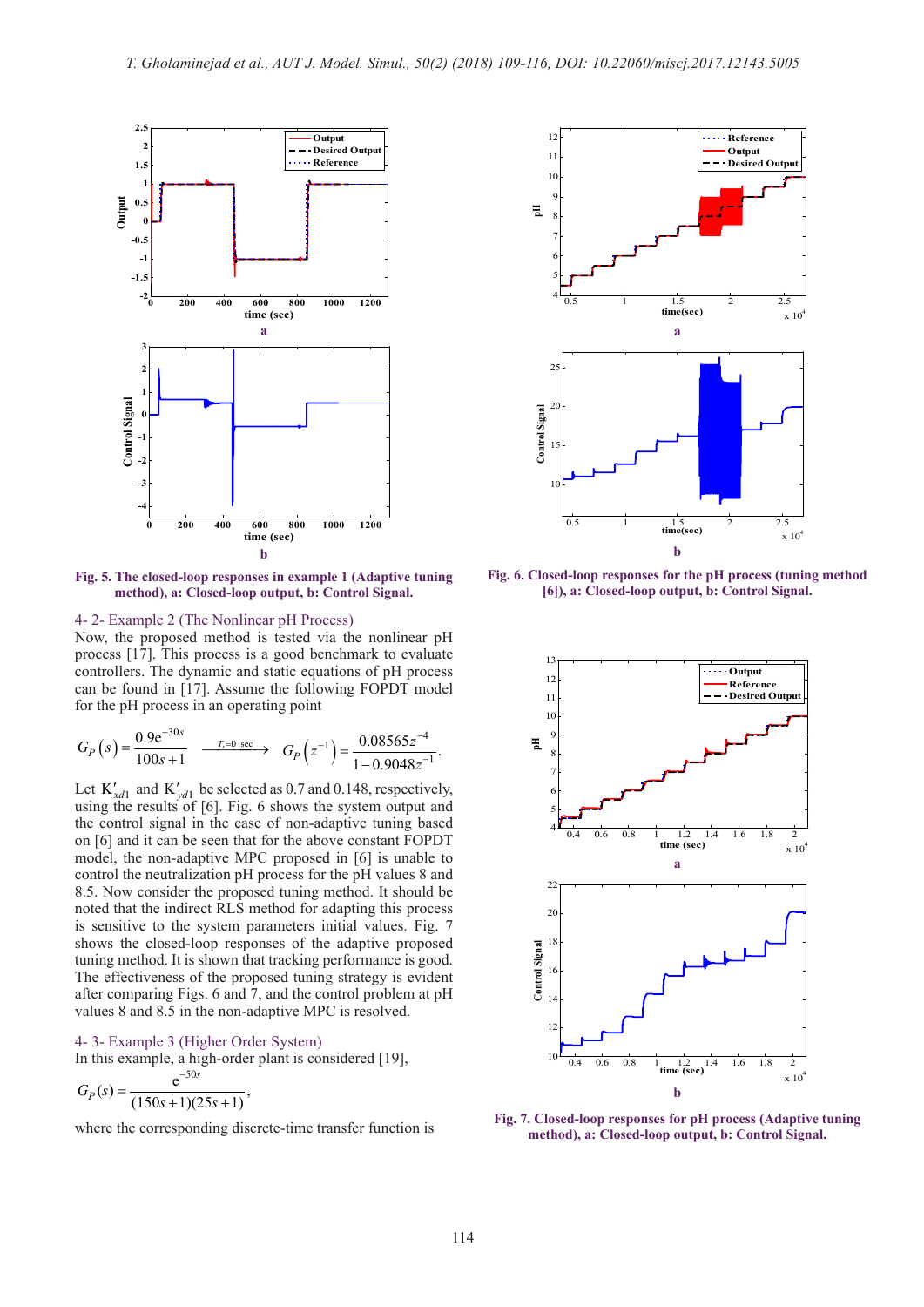Fig. 5. The closed-loop responses in example 1 (Adaptive tuning method), a: Closed-loop output, b: Control Signal.

Fig. 6. Closed-loop responses for the pH process (tuning method [6]), a: Closed-loop output, b: Control Signal.

### 4- 2- Example 2 (The Nonlinear pH Process)

Now, the proposed method is tested via the nonlinear pH process [17]. This process is a good benchmark to evaluate controllers. The dynamic and static equations of pH process can be found in [17]. Assume the following FOPDT model for the pH process in an operating point

$$G_P(s) = \frac{0.9e^{-30s}}{100s+1} \xrightarrow{T_s=10\ \text{sec}} G_P(z^{-1}) = \frac{0.08565z^{-4}}{1-0.9048z^{-1}}.$$

Let $K'_{xd1}$ and $K'_{yd1}$ be selected as 0.7 and 0.148, respectively, using the results of [6]. Fig. 6 shows the system output and the control signal in the case of non-adaptive tuning based on [6] and it can be seen that for the above constant FOPDT model, the non-adaptive MPC proposed in [6] is unable to control the neutralization pH process for the pH values 8 and 8.5. Now consider the proposed tuning method. It should be noted that the indirect RLS method for adapting this process is sensitive to the system parameters initial values. Fig. 7 shows the closed-loop responses of the adaptive proposed tuning method. It is shown that tracking performance is good. The effectiveness of the proposed tuning strategy is evident after comparing Figs. 6 and 7, and the control problem at pH values 8 and 8.5 in the non-adaptive MPC is resolved.

### 4- 3- Example 3 (Higher Order System)

In this example, a high-order plant is considered [19],

$$G_P(s) = \frac{e^{-50s}}{(150s+1)(25s+1)},$$

where the corresponding discrete-time transfer function is

Fig. 7. Closed-loop responses for pH process (Adaptive tuning method), a: Closed-loop output, b: Control Signal.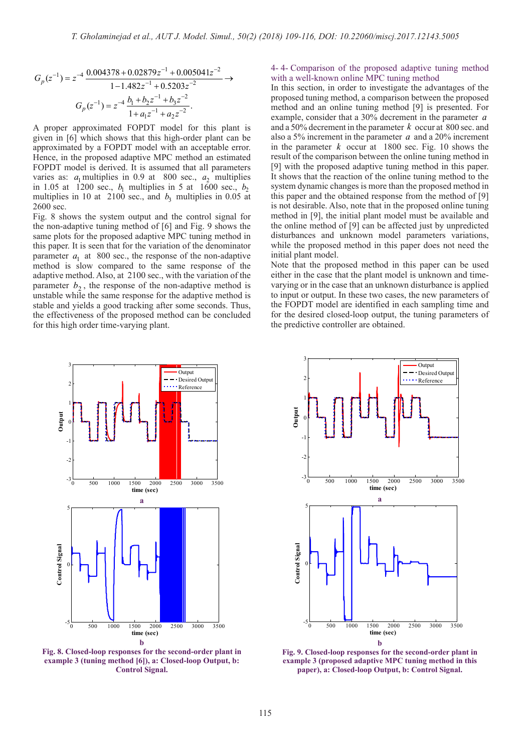$$G_p(z^{-1}) = z^{-4}\frac{0.004378 + 0.02879z^{-1} + 0.005041z^{-2}}{1 - 1.482z^{-1} + 0.5203z^{-2}} \rightarrow$$

$$G_p(z^{-1}) = z^{-4}\frac{b_1 + b_2 z^{-1} + b_3 z^{-2}}{1 + a_1 z^{-1} + a_2 z^{-2}}.$$

A proper approximated FOPDT model for this plant is given in [6] which shows that this high-order plant can be approximated by a FOPDT model with an acceptable error. Hence, in the proposed adaptive MPC method an estimated FOPDT model is derived. It is assumed that all parameters varies as: $a_1$ multiplies in 0.9 at 800 sec., $a_2$ multiplies in 1.05 at 1200 sec., $b_1$ multiplies in 5 at 1600 sec., $b_2$ multiplies in 10 at 2100 sec., and $b_3$ multiplies in 0.05 at 2600 sec.

Fig. 8 shows the system output and the control signal for the non-adaptive tuning method of [6] and Fig. 9 shows the same plots for the proposed adaptive MPC tuning method in this paper. It is seen that for the variation of the denominator parameter $a_1$ at 800 sec., the response of the non-adaptive method is slow compared to the same response of the adaptive method. Also, at 2100 sec., with the variation of the parameter $b_2$, the response of the non-adaptive method is unstable while the same response for the adaptive method is stable and yields a good tracking after some seconds. Thus, the effectiveness of the proposed method can be concluded for this high order time-varying plant.

### 4- 4- Comparison of the proposed adaptive tuning method with a well-known online MPC tuning method

In this section, in order to investigate the advantages of the proposed tuning method, a comparison between the proposed method and an online tuning method [9] is presented. For example, consider that a 30% decrement in the parameter $a$ and a 50% decrement in the parameter $k$ occur at 800 sec. and also a 5% increment in the parameter $a$ and a 20% increment in the parameter $k$ occur at 1800 sec. Fig. 10 shows the result of the comparison between the online tuning method in [9] with the proposed adaptive tuning method in this paper. It shows that the reaction of the online tuning method to the system dynamic changes is more than the proposed method in this paper and the obtained response from the method of [9] is not desirable. Also, note that in the proposed online tuning method in [9], the initial plant model must be available and the online method of [9] can be affected just by unpredicted disturbances and unknown model parameters variations, while the proposed method in this paper does not need the initial plant model.

Note that the proposed method in this paper can be used either in the case that the plant model is unknown and time-varying or in the case that an unknown disturbance is applied to input or output. In these two cases, the new parameters of the FOPDT model are identified in each sampling time and for the desired closed-loop output, the tuning parameters of the predictive controller are obtained.

**Fig. 8. Closed-loop responses for the second-order plant in example 3 (tuning method [6]), a: Closed-loop Output, b: Control Signal.**

**Fig. 9. Closed-loop responses for the second-order plant in example 3 (proposed adaptive MPC tuning method in this paper), a: Closed-loop Output, b: Control Signal.**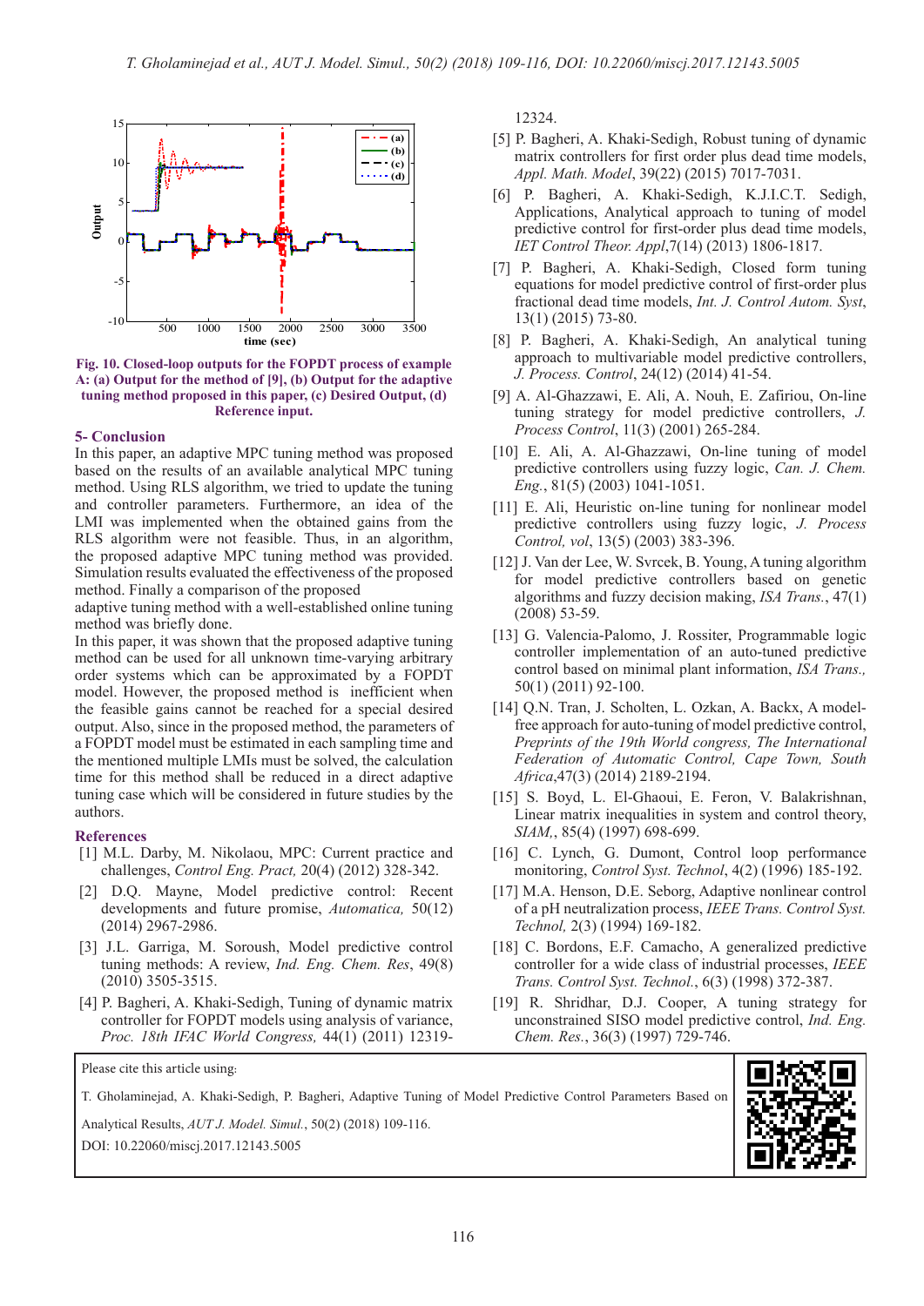15
10
5
0
-5
-10
Output
500 1000 1500 2000 2500 3000 3500
time (sec)
(a)
(b)
(c)
(d)

**Fig. 10. Closed-loop outputs for the FOPDT process of example A: (a) Output for the method of [9], (b) Output for the adaptive tuning method proposed in this paper, (c) Desired Output, (d) Reference input.**

## 5- Conclusion

In this paper, an adaptive MPC tuning method was proposed based on the results of an available analytical MPC tuning method. Using RLS algorithm, we tried to update the tuning and controller parameters. Furthermore, an idea of the LMI was implemented when the obtained gains from the RLS algorithm were not feasible. Thus, in an algorithm, the proposed adaptive MPC tuning method was provided. Simulation results evaluated the effectiveness of the proposed method. Finally a comparison of the proposed adaptive tuning method with a well-established online tuning method was briefly done.

In this paper, it was shown that the proposed adaptive tuning method can be used for all unknown time-varying arbitrary order systems which can be approximated by a FOPDT model. However, the proposed method is inefficient when the feasible gains cannot be reached for a special desired output. Also, since in the proposed method, the parameters of a FOPDT model must be estimated in each sampling time and the mentioned multiple LMIs must be solved, the calculation time for this method shall be reduced in a direct adaptive tuning case which will be considered in future studies by the authors.

## References

[1] M.L. Darby, M. Nikolaou, MPC: Current practice and challenges, *Control Eng. Pract,* 20(4) (2012) 328-342.

[2] D.Q. Mayne, Model predictive control: Recent developments and future promise, *Automatica,* 50(12) (2014) 2967-2986.

[3] J.L. Garriga, M. Soroush, Model predictive control tuning methods: A review, *Ind. Eng. Chem. Res*, 49(8) (2010) 3505-3515.

[4] P. Bagheri, A. Khaki-Sedigh, Tuning of dynamic matrix controller for FOPDT models using analysis of variance, *Proc. 18th IFAC World Congress,* 44(1) (2011) 12319-12324.

[5] P. Bagheri, A. Khaki-Sedigh, Robust tuning of dynamic matrix controllers for first order plus dead time models, *Appl. Math. Model*, 39(22) (2015) 7017-7031.

[6] P. Bagheri, A. Khaki-Sedigh, K.J.I.C.T. Sedigh, Applications, Analytical approach to tuning of model predictive control for first-order plus dead time models, *IET Control Theor. Appl*,7(14) (2013) 1806-1817.

[7] P. Bagheri, A. Khaki-Sedigh, Closed form tuning equations for model predictive control of first-order plus fractional dead time models, *Int. J. Control Autom. Syst*, 13(1) (2015) 73-80.

[8] P. Bagheri, A. Khaki-Sedigh, An analytical tuning approach to multivariable model predictive controllers, *J. Process. Control*, 24(12) (2014) 41-54.

[9] A. Al-Ghazzawi, E. Ali, A. Nouh, E. Zafiriou, On-line tuning strategy for model predictive controllers, *J. Process Control*, 11(3) (2001) 265-284.

[10] E. Ali, A. Al-Ghazzawi, On-line tuning of model predictive controllers using fuzzy logic, *Can. J. Chem. Eng.*, 81(5) (2003) 1041-1051.

[11] E. Ali, Heuristic on-line tuning for nonlinear model predictive controllers using fuzzy logic, *J. Process Control*, 13(5) (2003) 383-396.

[12] J. Van der Lee, W. Svrcek, B. Young, A tuning algorithm for model predictive controllers based on genetic algorithms and fuzzy decision making, *ISA Trans.*, 47(1) (2008) 53-59.

[13] G. Valencia-Palomo, J. Rossiter, Programmable logic controller implementation of an auto-tuned predictive control based on minimal plant information, *ISA Trans.,* 50(1) (2011) 92-100.

[14] Q.N. Tran, J. Scholten, L. Ozkan, A. Backx, A model-free approach for auto-tuning of model predictive control, *Preprints of the 19th World congress, The International Federation of Automatic Control, Cape Town, South Africa*,47(3) (2014) 2189-2194.

[15] S. Boyd, L. El-Ghaoui, E. Feron, V. Balakrishnan, Linear matrix inequalities in system and control theory, *SIAM,*, 85(4) (1997) 698-699.

[16] C. Lynch, G. Dumont, Control loop performance monitoring, *Control Syst. Technol*, 4(2) (1996) 185-192.

[17] M.A. Henson, D.E. Seborg, Adaptive nonlinear control of a pH neutralization process, *IEEE Trans. Control Syst. Technol,* 2(3) (1994) 169-182.

[18] C. Bordons, E.F. Camacho, A generalized predictive controller for a wide class of industrial processes, *IEEE Trans. Control Syst. Technol.*, 6(3) (1998) 372-387.

[19] R. Shridhar, D.J. Cooper, A tuning strategy for unconstrained SISO model predictive control, *Ind. Eng. Chem. Res.*, 36(3) (1997) 729-746.

Please cite this article using:

T. Gholaminejad, A. Khaki-Sedigh, P. Bagheri, Adaptive Tuning of Model Predictive Control Parameters Based on Analytical Results, *AUT J. Model. Simul.*, 50(2) (2018) 109-116.

DOI: 10.22060/miscj.2017.12143.5005